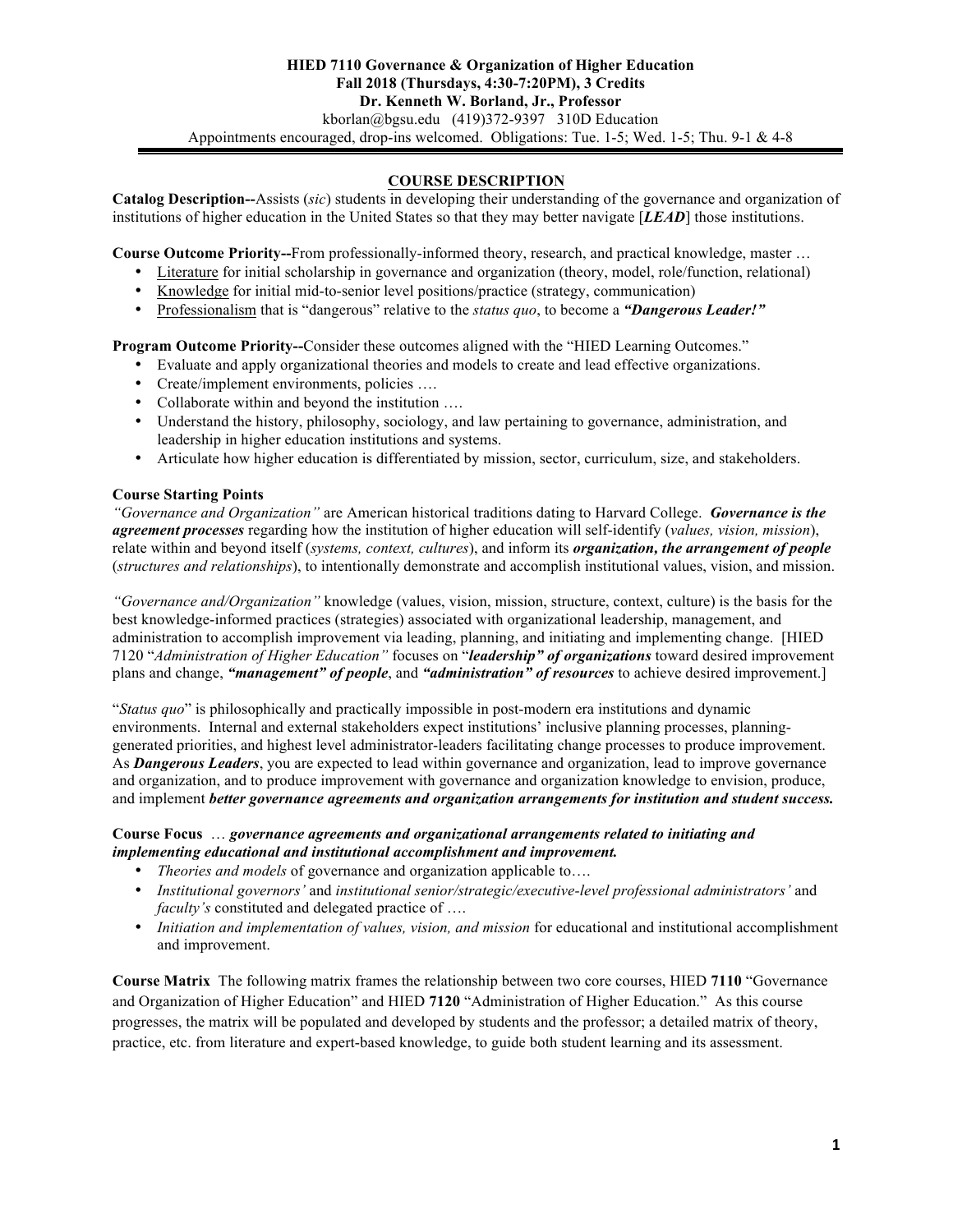**HIED 7110 Governance & Organization of Higher Education**
**Fall 2018 (Thursdays, 4:30-7:20PM), 3 Credits**
**Dr. Kenneth W. Borland, Jr., Professor**
kborlan@bgsu.edu (419)372-9397 310D Education
Appointments encouraged, drop-ins welcomed. Obligations: Tue. 1-5; Wed. 1-5; Thu. 9-1 & 4-8

## COURSE DESCRIPTION

**Catalog Description--**Assists (*sic*) students in developing their understanding of the governance and organization of institutions of higher education in the United States so that they may better navigate [***LEAD***] those institutions.

**Course Outcome Priority--**From professionally-informed theory, research, and practical knowledge, master …

- Literature for initial scholarship in governance and organization (theory, model, role/function, relational)
- Knowledge for initial mid-to-senior level positions/practice (strategy, communication)
- Professionalism that is "dangerous" relative to the *status quo*, to become a ***"Dangerous Leader!"***

**Program Outcome Priority--**Consider these outcomes aligned with the "HIED Learning Outcomes."

- Evaluate and apply organizational theories and models to create and lead effective organizations.
- Create/implement environments, policies ….
- Collaborate within and beyond the institution ….
- Understand the history, philosophy, sociology, and law pertaining to governance, administration, and leadership in higher education institutions and systems.
- Articulate how higher education is differentiated by mission, sector, curriculum, size, and stakeholders.

**Course Starting Points**

*"Governance and Organization"* are American historical traditions dating to Harvard College. ***Governance is the agreement processes*** regarding how the institution of higher education will self-identify (*values, vision, mission*), relate within and beyond itself (*systems, context, cultures*), and inform its ***organization, the arrangement of people*** (*structures and relationships*), to intentionally demonstrate and accomplish institutional values, vision, and mission.

*"Governance and/Organization"* knowledge (values, vision, mission, structure, context, culture) is the basis for the best knowledge-informed practices (strategies) associated with organizational leadership, management, and administration to accomplish improvement via leading, planning, and initiating and implementing change. [HIED 7120 "*Administration of Higher Education"* focuses on "***leadership" of organizations*** toward desired improvement plans and change, ***"management" of people***, and ***"administration" of resources*** to achieve desired improvement.]

"*Status quo*" is philosophically and practically impossible in post-modern era institutions and dynamic environments. Internal and external stakeholders expect institutions' inclusive planning processes, planning-generated priorities, and highest level administrator-leaders facilitating change processes to produce improvement. As ***Dangerous Leaders***, you are expected to lead within governance and organization, lead to improve governance and organization, and to produce improvement with governance and organization knowledge to envision, produce, and implement ***better governance agreements and organization arrangements for institution and student success.***

**Course Focus** … ***governance agreements and organizational arrangements related to initiating and implementing educational and institutional accomplishment and improvement.***

- *Theories and models* of governance and organization applicable to….
- *Institutional governors'* and *institutional senior/strategic/executive-level professional administrators'* and *faculty's* constituted and delegated practice of ….
- *Initiation and implementation of values, vision, and mission* for educational and institutional accomplishment and improvement.

**Course Matrix** The following matrix frames the relationship between two core courses, HIED **7110** "Governance and Organization of Higher Education" and HIED **7120** "Administration of Higher Education." As this course progresses, the matrix will be populated and developed by students and the professor; a detailed matrix of theory, practice, etc. from literature and expert-based knowledge, to guide both student learning and its assessment.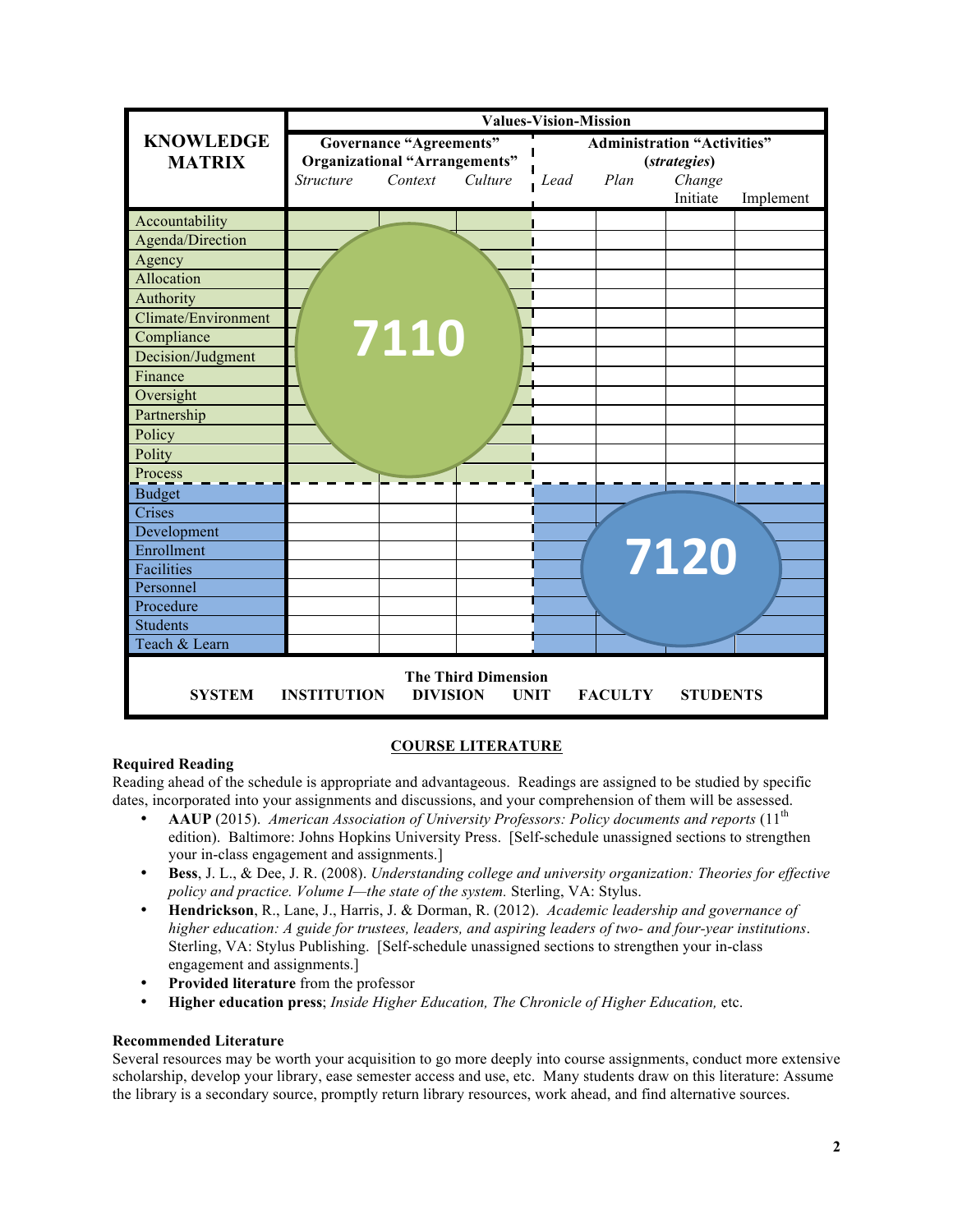| KNOWLEDGE MATRIX | Values-Vision-Mission | | | | | | |
|---|---|---|---|---|---|---|---|
| | Governance "Agreements" Organizational "Arrangements" | | | Administration "Activities" (*strategies*) | | | |
| | *Structure* | *Context* | *Culture* | *Lead* | *Plan* | *Change* Initiate | Implement |
| Accountability | | | | | | | |
| Agenda/Direction | | | | | | | |
| Agency | | | | | | | |
| Allocation | | | | | | | |
| Authority | | | | | | | |
| Climate/Environment | | 7110 | | | | | |
| Compliance | | | | | | | |
| Decision/Judgment | | | | | | | |
| Finance | | | | | | | |
| Oversight | | | | | | | |
| Partnership | | | | | | | |
| Policy | | | | | | | |
| Polity | | | | | | | |
| Process | | | | | | | |
| Budget | | | | | | | |
| Crises | | | | | | | |
| Development | | | | | | | |
| Enrollment | | | | | | 7120 | |
| Facilities | | | | | | | |
| Personnel | | | | | | | |
| Procedure | | | | | | | |
| Students | | | | | | | |
| Teach & Learn | | | | | | | |

The Third Dimension

SYSTEM — INSTITUTION — DIVISION — UNIT — FACULTY — STUDENTS

## COURSE LITERATURE

**Required Reading**

Reading ahead of the schedule is appropriate and advantageous. Readings are assigned to be studied by specific dates, incorporated into your assignments and discussions, and your comprehension of them will be assessed.

- **AAUP** (2015). *American Association of University Professors: Policy documents and reports* (11th edition). Baltimore: Johns Hopkins University Press. [Self-schedule unassigned sections to strengthen your in-class engagement and assignments.]
- **Bess**, J. L., & Dee, J. R. (2008). *Understanding college and university organization: Theories for effective policy and practice. Volume I—the state of the system.* Sterling, VA: Stylus.
- **Hendrickson**, R., Lane, J., Harris, J. & Dorman, R. (2012). *Academic leadership and governance of higher education: A guide for trustees, leaders, and aspiring leaders of two- and four-year institutions*. Sterling, VA: Stylus Publishing. [Self-schedule unassigned sections to strengthen your in-class engagement and assignments.]
- **Provided literature** from the professor
- **Higher education press**; *Inside Higher Education, The Chronicle of Higher Education,* etc.

**Recommended Literature**

Several resources may be worth your acquisition to go more deeply into course assignments, conduct more extensive scholarship, develop your library, ease semester access and use, etc. Many students draw on this literature: Assume the library is a secondary source, promptly return library resources, work ahead, and find alternative sources.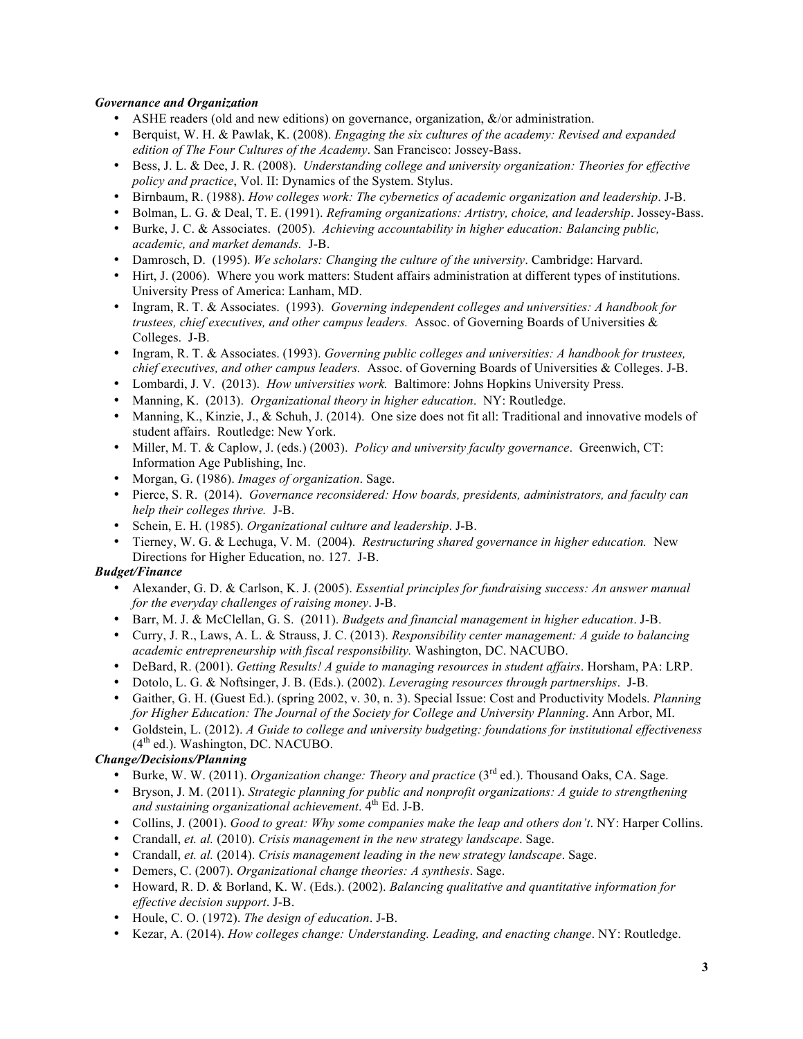***Governance and Organization***

- ASHE readers (old and new editions) on governance, organization, &/or administration.
- Berquist, W. H. & Pawlak, K. (2008). *Engaging the six cultures of the academy: Revised and expanded edition of The Four Cultures of the Academy*. San Francisco: Jossey-Bass.
- Bess, J. L. & Dee, J. R. (2008). *Understanding college and university organization: Theories for effective policy and practice*, Vol. II: Dynamics of the System. Stylus.
- Birnbaum, R. (1988). *How colleges work: The cybernetics of academic organization and leadership*. J-B.
- Bolman, L. G. & Deal, T. E. (1991). *Reframing organizations: Artistry, choice, and leadership*. Jossey-Bass.
- Burke, J. C. & Associates. (2005). *Achieving accountability in higher education: Balancing public, academic, and market demands.* J-B.
- Damrosch, D. (1995). *We scholars: Changing the culture of the university*. Cambridge: Harvard.
- Hirt, J. (2006). Where you work matters: Student affairs administration at different types of institutions. University Press of America: Lanham, MD.
- Ingram, R. T. & Associates. (1993). *Governing independent colleges and universities: A handbook for trustees, chief executives, and other campus leaders.* Assoc. of Governing Boards of Universities & Colleges. J-B.
- Ingram, R. T. & Associates. (1993). *Governing public colleges and universities: A handbook for trustees, chief executives, and other campus leaders.* Assoc. of Governing Boards of Universities & Colleges. J-B.
- Lombardi, J. V. (2013). *How universities work.* Baltimore: Johns Hopkins University Press.
- Manning, K. (2013). *Organizational theory in higher education*. NY: Routledge.
- Manning, K., Kinzie, J., & Schuh, J. (2014). One size does not fit all: Traditional and innovative models of student affairs. Routledge: New York.
- Miller, M. T. & Caplow, J. (eds.) (2003). *Policy and university faculty governance*. Greenwich, CT: Information Age Publishing, Inc.
- Morgan, G. (1986). *Images of organization*. Sage.
- Pierce, S. R. (2014). *Governance reconsidered: How boards, presidents, administrators, and faculty can help their colleges thrive.* J-B.
- Schein, E. H. (1985). *Organizational culture and leadership*. J-B.
- Tierney, W. G. & Lechuga, V. M. (2004). *Restructuring shared governance in higher education.* New Directions for Higher Education, no. 127. J-B.

***Budget/Finance***

- Alexander, G. D. & Carlson, K. J. (2005). *Essential principles for fundraising success: An answer manual for the everyday challenges of raising money*. J-B.
- Barr, M. J. & McClellan, G. S. (2011). *Budgets and financial management in higher education*. J-B.
- Curry, J. R., Laws, A. L. & Strauss, J. C. (2013). *Responsibility center management: A guide to balancing academic entrepreneurship with fiscal responsibility.* Washington, DC. NACUBO.
- DeBard, R. (2001). *Getting Results! A guide to managing resources in student affairs*. Horsham, PA: LRP.
- Dotolo, L. G. & Noftsinger, J. B. (Eds.). (2002). *Leveraging resources through partnerships*. J-B.
- Gaither, G. H. (Guest Ed.). (spring 2002, v. 30, n. 3). Special Issue: Cost and Productivity Models. *Planning for Higher Education: The Journal of the Society for College and University Planning*. Ann Arbor, MI.
- Goldstein, L. (2012). *A Guide to college and university budgeting: foundations for institutional effectiveness* (4th ed.). Washington, DC. NACUBO.

***Change/Decisions/Planning***

- Burke, W. W. (2011). *Organization change: Theory and practice* (3rd ed.). Thousand Oaks, CA. Sage.
- Bryson, J. M. (2011). *Strategic planning for public and nonprofit organizations: A guide to strengthening and sustaining organizational achievement*. 4th Ed. J-B.
- Collins, J. (2001). *Good to great: Why some companies make the leap and others don't*. NY: Harper Collins.
- Crandall, *et. al.* (2010). *Crisis management in the new strategy landscape*. Sage.
- Crandall, *et. al.* (2014). *Crisis management leading in the new strategy landscape*. Sage.
- Demers, C. (2007). *Organizational change theories: A synthesis*. Sage.
- Howard, R. D. & Borland, K. W. (Eds.). (2002). *Balancing qualitative and quantitative information for effective decision support*. J-B.
- Houle, C. O. (1972). *The design of education*. J-B.
- Kezar, A. (2014). *How colleges change: Understanding. Leading, and enacting change*. NY: Routledge.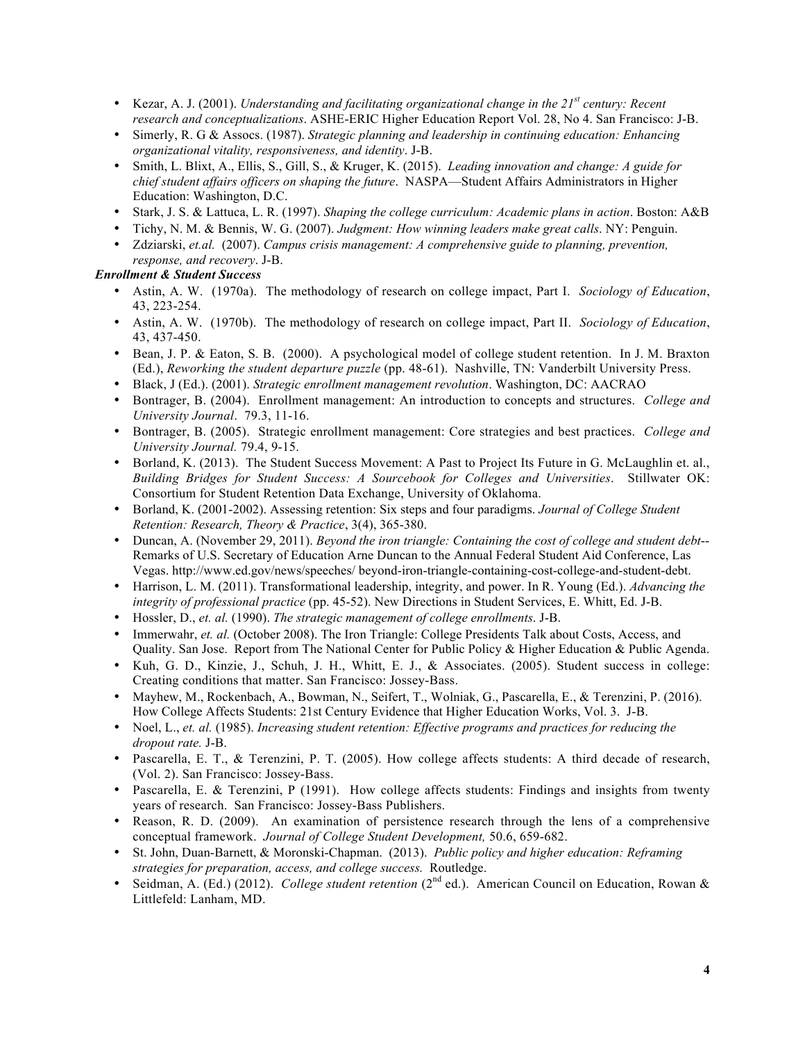- Kezar, A. J. (2001). *Understanding and facilitating organizational change in the 21st century: Recent research and conceptualizations*. ASHE-ERIC Higher Education Report Vol. 28, No 4. San Francisco: J-B.
- Simerly, R. G & Assocs. (1987). *Strategic planning and leadership in continuing education: Enhancing organizational vitality, responsiveness, and identity*. J-B.
- Smith, L. Blixt, A., Ellis, S., Gill, S., & Kruger, K. (2015). *Leading innovation and change: A guide for chief student affairs officers on shaping the future*. NASPA—Student Affairs Administrators in Higher Education: Washington, D.C.
- Stark, J. S. & Lattuca, L. R. (1997). *Shaping the college curriculum: Academic plans in action*. Boston: A&B
- Tichy, N. M. & Bennis, W. G. (2007). *Judgment: How winning leaders make great calls*. NY: Penguin.
- Zdziarski, *et.al.* (2007). *Campus crisis management: A comprehensive guide to planning, prevention, response, and recovery*. J-B.

***Enrollment & Student Success***

- Astin, A. W. (1970a). The methodology of research on college impact, Part I. *Sociology of Education*, 43, 223-254.
- Astin, A. W. (1970b). The methodology of research on college impact, Part II. *Sociology of Education*, 43, 437-450.
- Bean, J. P. & Eaton, S. B. (2000). A psychological model of college student retention. In J. M. Braxton (Ed.), *Reworking the student departure puzzle* (pp. 48-61). Nashville, TN: Vanderbilt University Press.
- Black, J (Ed.). (2001). *Strategic enrollment management revolution*. Washington, DC: AACRAO
- Bontrager, B. (2004). Enrollment management: An introduction to concepts and structures. *College and University Journal*. 79.3, 11-16.
- Bontrager, B. (2005). Strategic enrollment management: Core strategies and best practices. *College and University Journal.* 79.4, 9-15.
- Borland, K. (2013). The Student Success Movement: A Past to Project Its Future in G. McLaughlin et. al., *Building Bridges for Student Success: A Sourcebook for Colleges and Universities*. Stillwater OK: Consortium for Student Retention Data Exchange, University of Oklahoma.
- Borland, K. (2001-2002). Assessing retention: Six steps and four paradigms. *Journal of College Student Retention: Research, Theory & Practice*, 3(4), 365-380.
- Duncan, A. (November 29, 2011). *Beyond the iron triangle: Containing the cost of college and student debt*--Remarks of U.S. Secretary of Education Arne Duncan to the Annual Federal Student Aid Conference, Las Vegas. http://www.ed.gov/news/speeches/ beyond-iron-triangle-containing-cost-college-and-student-debt.
- Harrison, L. M. (2011). Transformational leadership, integrity, and power. In R. Young (Ed.). *Advancing the integrity of professional practice* (pp. 45-52). New Directions in Student Services, E. Whitt, Ed. J-B.
- Hossler, D., *et. al.* (1990). *The strategic management of college enrollments*. J-B.
- Immerwahr, *et. al.* (October 2008). The Iron Triangle: College Presidents Talk about Costs, Access, and Quality. San Jose. Report from The National Center for Public Policy & Higher Education & Public Agenda.
- Kuh, G. D., Kinzie, J., Schuh, J. H., Whitt, E. J., & Associates. (2005). Student success in college: Creating conditions that matter. San Francisco: Jossey-Bass.
- Mayhew, M., Rockenbach, A., Bowman, N., Seifert, T., Wolniak, G., Pascarella, E., & Terenzini, P. (2016). How College Affects Students: 21st Century Evidence that Higher Education Works, Vol. 3. J-B.
- Noel, L., *et. al.* (1985). *Increasing student retention: Effective programs and practices for reducing the dropout rate.* J-B.
- Pascarella, E. T., & Terenzini, P. T. (2005). How college affects students: A third decade of research, (Vol. 2). San Francisco: Jossey-Bass.
- Pascarella, E. & Terenzini, P (1991). How college affects students: Findings and insights from twenty years of research. San Francisco: Jossey-Bass Publishers.
- Reason, R. D. (2009). An examination of persistence research through the lens of a comprehensive conceptual framework. *Journal of College Student Development,* 50.6, 659-682.
- St. John, Duan-Barnett, & Moronski-Chapman. (2013). *Public policy and higher education: Reframing strategies for preparation, access, and college success.* Routledge.
- Seidman, A. (Ed.) (2012). *College student retention* (2nd ed.). American Council on Education, Rowan & Littlefeld: Lanham, MD.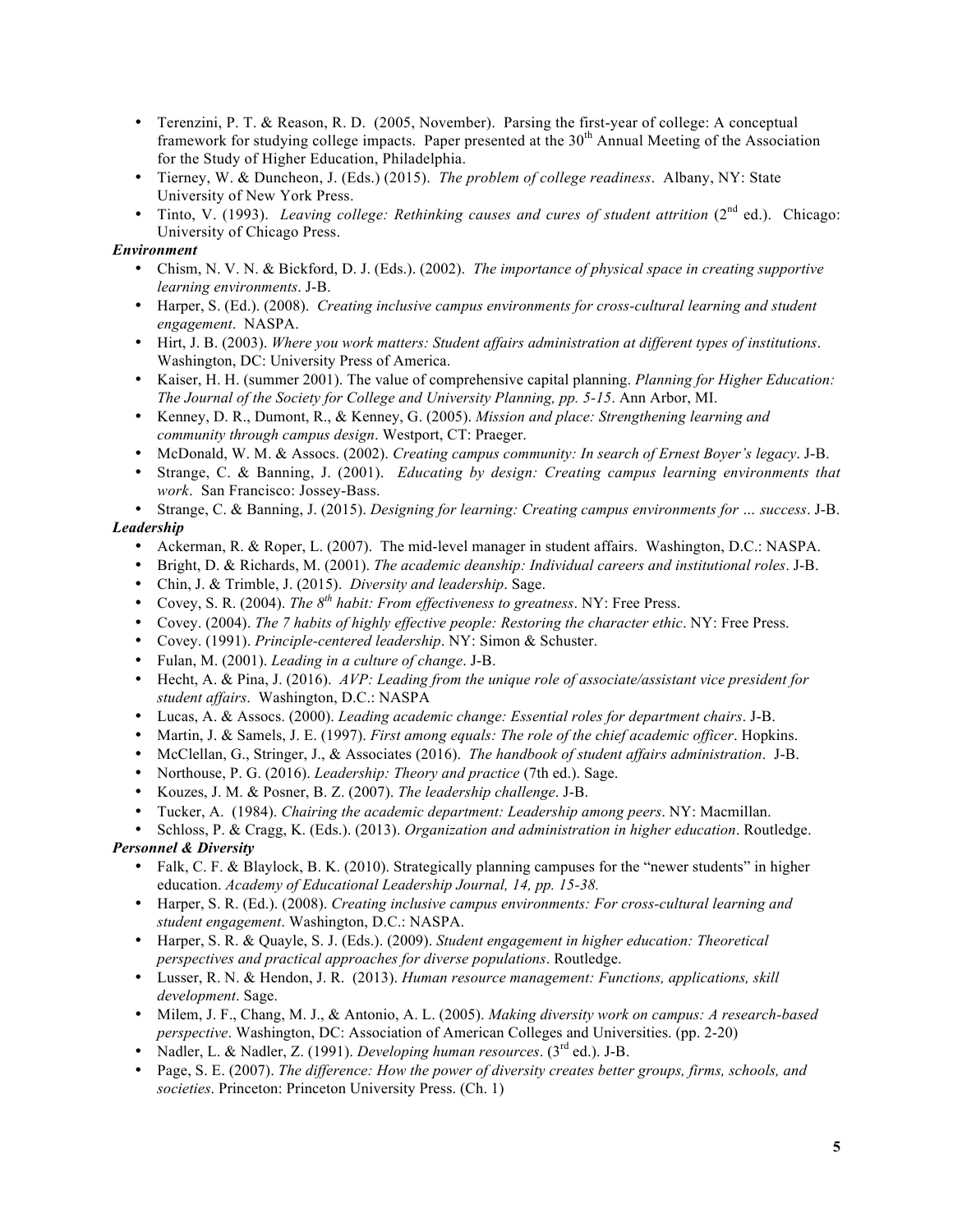- Terenzini, P. T. & Reason, R. D. (2005, November). Parsing the first-year of college: A conceptual framework for studying college impacts. Paper presented at the 30th Annual Meeting of the Association for the Study of Higher Education, Philadelphia.
- Tierney, W. & Duncheon, J. (Eds.) (2015). *The problem of college readiness*. Albany, NY: State University of New York Press.
- Tinto, V. (1993). *Leaving college: Rethinking causes and cures of student attrition* (2nd ed.). Chicago: University of Chicago Press.

***Environment***

- Chism, N. V. N. & Bickford, D. J. (Eds.). (2002). *The importance of physical space in creating supportive learning environments*. J-B.
- Harper, S. (Ed.). (2008). *Creating inclusive campus environments for cross-cultural learning and student engagement*. NASPA.
- Hirt, J. B. (2003). *Where you work matters: Student affairs administration at different types of institutions*. Washington, DC: University Press of America.
- Kaiser, H. H. (summer 2001). The value of comprehensive capital planning. *Planning for Higher Education: The Journal of the Society for College and University Planning, pp. 5-15*. Ann Arbor, MI.
- Kenney, D. R., Dumont, R., & Kenney, G. (2005). *Mission and place: Strengthening learning and community through campus design*. Westport, CT: Praeger.
- McDonald, W. M. & Assocs. (2002). *Creating campus community: In search of Ernest Boyer's legacy*. J-B.
- Strange, C. & Banning, J. (2001). *Educating by design: Creating campus learning environments that work*. San Francisco: Jossey-Bass.
- Strange, C. & Banning, J. (2015). *Designing for learning: Creating campus environments for … success*. J-B.

***Leadership***

- Ackerman, R. & Roper, L. (2007). The mid-level manager in student affairs. Washington, D.C.: NASPA.
- Bright, D. & Richards, M. (2001). *The academic deanship: Individual careers and institutional roles*. J-B.
- Chin, J. & Trimble, J. (2015). *Diversity and leadership*. Sage.
- Covey, S. R. (2004). *The 8th habit: From effectiveness to greatness*. NY: Free Press.
- Covey. (2004). *The 7 habits of highly effective people: Restoring the character ethic*. NY: Free Press.
- Covey. (1991). *Principle-centered leadership*. NY: Simon & Schuster.
- Fulan, M. (2001). *Leading in a culture of change*. J-B.
- Hecht, A. & Pina, J. (2016). *AVP: Leading from the unique role of associate/assistant vice president for student affairs*. Washington, D.C.: NASPA
- Lucas, A. & Assocs. (2000). *Leading academic change: Essential roles for department chairs*. J-B.
- Martin, J. & Samels, J. E. (1997). *First among equals: The role of the chief academic officer*. Hopkins.
- McClellan, G., Stringer, J., & Associates (2016). *The handbook of student affairs administration*. J-B.
- Northouse, P. G. (2016). *Leadership: Theory and practice* (7th ed.). Sage.
- Kouzes, J. M. & Posner, B. Z. (2007). *The leadership challenge*. J-B.
- Tucker, A. (1984). *Chairing the academic department: Leadership among peers*. NY: Macmillan.
- Schloss, P. & Cragg, K. (Eds.). (2013). *Organization and administration in higher education*. Routledge.

***Personnel & Diversity***

- Falk, C. F. & Blaylock, B. K. (2010). Strategically planning campuses for the "newer students" in higher education. *Academy of Educational Leadership Journal, 14, pp. 15-38.*
- Harper, S. R. (Ed.). (2008). *Creating inclusive campus environments: For cross-cultural learning and student engagement*. Washington, D.C.: NASPA.
- Harper, S. R. & Quayle, S. J. (Eds.). (2009). *Student engagement in higher education: Theoretical perspectives and practical approaches for diverse populations*. Routledge.
- Lusser, R. N. & Hendon, J. R. (2013). *Human resource management: Functions, applications, skill development*. Sage.
- Milem, J. F., Chang, M. J., & Antonio, A. L. (2005). *Making diversity work on campus: A research-based perspective*. Washington, DC: Association of American Colleges and Universities. (pp. 2-20)
- Nadler, L. & Nadler, Z. (1991). *Developing human resources*. (3rd ed.). J-B.
- Page, S. E. (2007). *The difference: How the power of diversity creates better groups, firms, schools, and societies*. Princeton: Princeton University Press. (Ch. 1)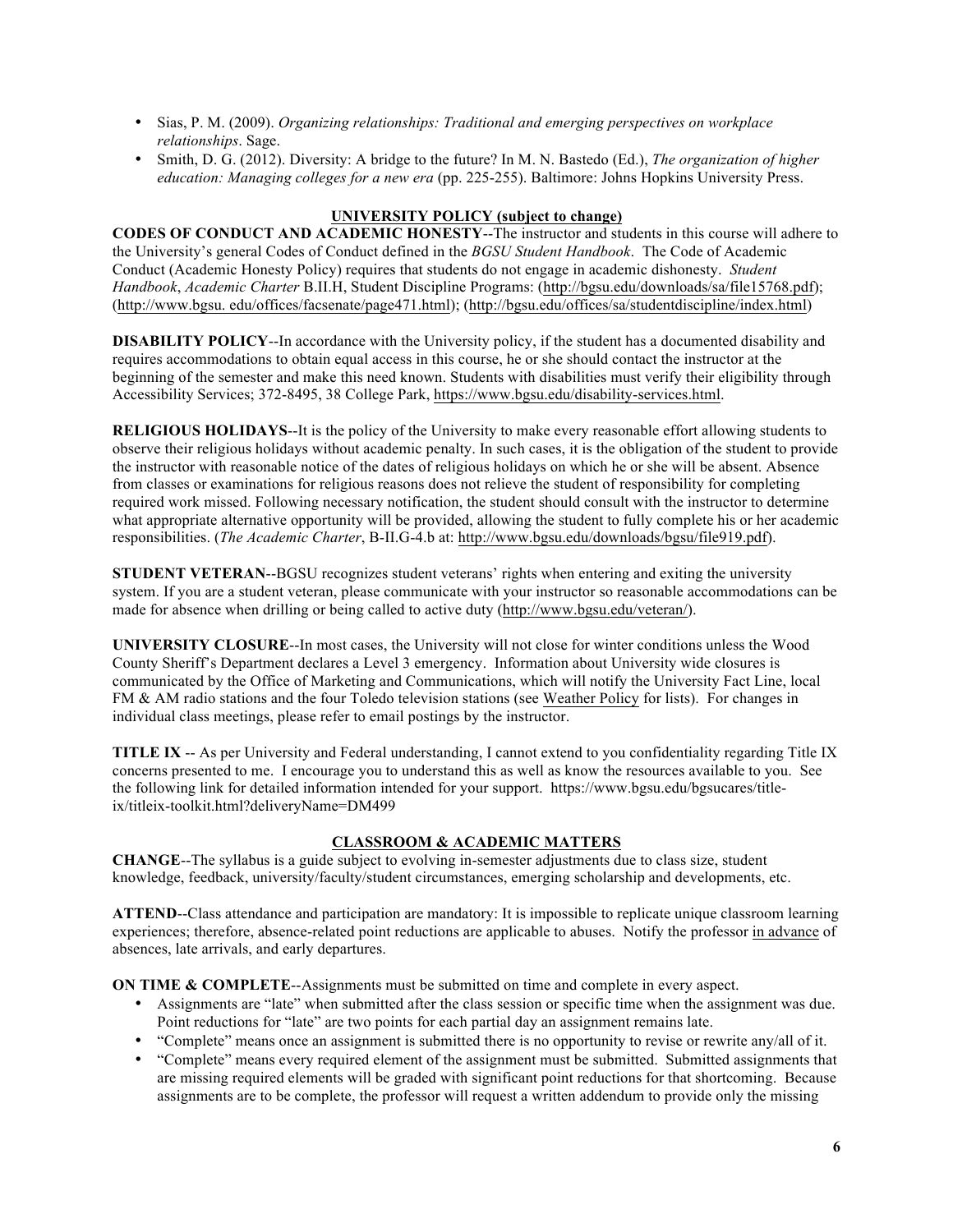- Sias, P. M. (2009). *Organizing relationships: Traditional and emerging perspectives on workplace relationships*. Sage.
- Smith, D. G. (2012). Diversity: A bridge to the future? In M. N. Bastedo (Ed.), *The organization of higher education: Managing colleges for a new era* (pp. 225-255). Baltimore: Johns Hopkins University Press.

## UNIVERSITY POLICY (subject to change)

**CODES OF CONDUCT AND ACADEMIC HONESTY**--The instructor and students in this course will adhere to the University's general Codes of Conduct defined in the *BGSU Student Handbook*. The Code of Academic Conduct (Academic Honesty Policy) requires that students do not engage in academic dishonesty. *Student Handbook*, *Academic Charter* B.II.H, Student Discipline Programs: (http://bgsu.edu/downloads/sa/file15768.pdf); (http://www.bgsu. edu/offices/facsenate/page471.html); (http://bgsu.edu/offices/sa/studentdiscipline/index.html)

**DISABILITY POLICY**--In accordance with the University policy, if the student has a documented disability and requires accommodations to obtain equal access in this course, he or she should contact the instructor at the beginning of the semester and make this need known. Students with disabilities must verify their eligibility through Accessibility Services; 372-8495, 38 College Park, https://www.bgsu.edu/disability-services.html.

**RELIGIOUS HOLIDAYS**--It is the policy of the University to make every reasonable effort allowing students to observe their religious holidays without academic penalty. In such cases, it is the obligation of the student to provide the instructor with reasonable notice of the dates of religious holidays on which he or she will be absent. Absence from classes or examinations for religious reasons does not relieve the student of responsibility for completing required work missed. Following necessary notification, the student should consult with the instructor to determine what appropriate alternative opportunity will be provided, allowing the student to fully complete his or her academic responsibilities. (*The Academic Charter*, B-II.G-4.b at: http://www.bgsu.edu/downloads/bgsu/file919.pdf).

**STUDENT VETERAN**--BGSU recognizes student veterans' rights when entering and exiting the university system. If you are a student veteran, please communicate with your instructor so reasonable accommodations can be made for absence when drilling or being called to active duty (http://www.bgsu.edu/veteran/).

**UNIVERSITY CLOSURE**--In most cases, the University will not close for winter conditions unless the Wood County Sheriff's Department declares a Level 3 emergency. Information about University wide closures is communicated by the Office of Marketing and Communications, which will notify the University Fact Line, local FM & AM radio stations and the four Toledo television stations (see Weather Policy for lists). For changes in individual class meetings, please refer to email postings by the instructor.

**TITLE IX** -- As per University and Federal understanding, I cannot extend to you confidentiality regarding Title IX concerns presented to me. I encourage you to understand this as well as know the resources available to you. See the following link for detailed information intended for your support. https://www.bgsu.edu/bgsucares/title-ix/titleix-toolkit.html?deliveryName=DM499

## CLASSROOM & ACADEMIC MATTERS

**CHANGE**--The syllabus is a guide subject to evolving in-semester adjustments due to class size, student knowledge, feedback, university/faculty/student circumstances, emerging scholarship and developments, etc.

**ATTEND**--Class attendance and participation are mandatory: It is impossible to replicate unique classroom learning experiences; therefore, absence-related point reductions are applicable to abuses. Notify the professor in advance of absences, late arrivals, and early departures.

**ON TIME & COMPLETE**--Assignments must be submitted on time and complete in every aspect.

- Assignments are "late" when submitted after the class session or specific time when the assignment was due. Point reductions for "late" are two points for each partial day an assignment remains late.
- "Complete" means once an assignment is submitted there is no opportunity to revise or rewrite any/all of it.
- "Complete" means every required element of the assignment must be submitted. Submitted assignments that are missing required elements will be graded with significant point reductions for that shortcoming. Because assignments are to be complete, the professor will request a written addendum to provide only the missing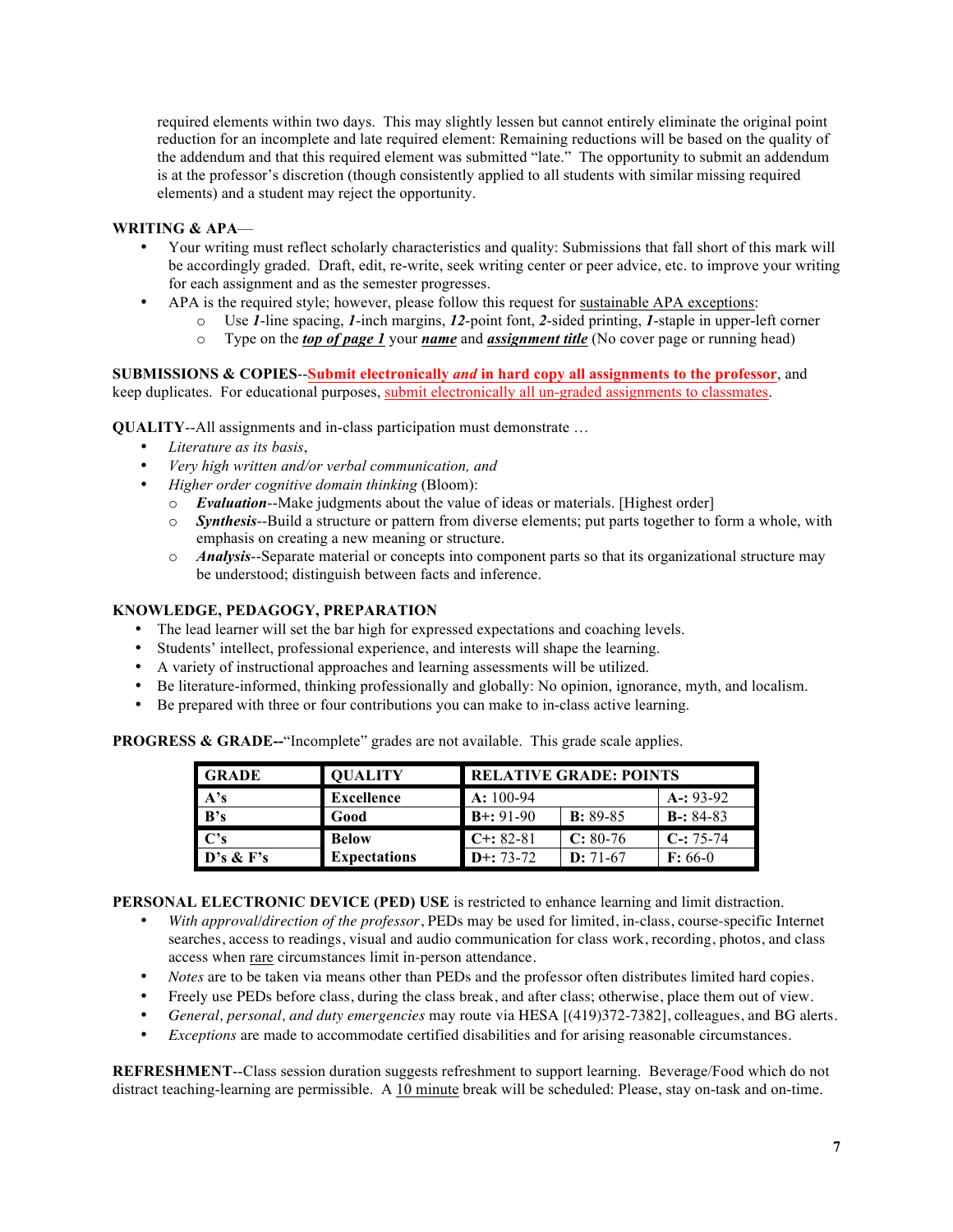required elements within two days. This may slightly lessen but cannot entirely eliminate the original point reduction for an incomplete and late required element: Remaining reductions will be based on the quality of the addendum and that this required element was submitted "late." The opportunity to submit an addendum is at the professor's discretion (though consistently applied to all students with similar missing required elements) and a student may reject the opportunity.

**WRITING & APA**—

- Your writing must reflect scholarly characteristics and quality: Submissions that fall short of this mark will be accordingly graded. Draft, edit, re-write, seek writing center or peer advice, etc. to improve your writing for each assignment and as the semester progresses.
- APA is the required style; however, please follow this request for sustainable APA exceptions:
  - Use ***1***-line spacing, ***1***-inch margins, ***12***-point font, ***2***-sided printing, ***1***-staple in upper-left corner
  - Type on the ***top of page 1*** your ***name*** and ***assignment title*** (No cover page or running head)

**SUBMISSIONS & COPIES**--**Submit electronically *and* in hard copy all assignments to the professor**, and keep duplicates. For educational purposes, submit electronically all un-graded assignments to classmates.

**QUALITY**--All assignments and in-class participation must demonstrate …

- *Literature as its basis*,
- *Very high written and/or verbal communication, and*
- *Higher order cognitive domain thinking* (Bloom):
  - ***Evaluation***--Make judgments about the value of ideas or materials. [Highest order]
  - ***Synthesis***--Build a structure or pattern from diverse elements; put parts together to form a whole, with emphasis on creating a new meaning or structure.
  - ***Analysis***--Separate material or concepts into component parts so that its organizational structure may be understood; distinguish between facts and inference.

**KNOWLEDGE, PEDAGOGY, PREPARATION**

- The lead learner will set the bar high for expressed expectations and coaching levels.
- Students' intellect, professional experience, and interests will shape the learning.
- A variety of instructional approaches and learning assessments will be utilized.
- Be literature-informed, thinking professionally and globally: No opinion, ignorance, myth, and localism.
- Be prepared with three or four contributions you can make to in-class active learning.

**PROGRESS & GRADE--**"Incomplete" grades are not available. This grade scale applies.

| GRADE | QUALITY | RELATIVE GRADE: POINTS | | |
|---|---|---|---|---|
| A's | Excellence | **A:** 100-94 | | **A-:** 93-92 |
| B's | Good | **B+:** 91-90 | **B:** 89-85 | **B-:** 84-83 |
| C's | Below | **C+:** 82-81 | **C:** 80-76 | **C-:** 75-74 |
| D's & F's | Expectations | **D+:** 73-72 | **D:** 71-67 | **F:** 66-0 |

**PERSONAL ELECTRONIC DEVICE (PED) USE** is restricted to enhance learning and limit distraction.

- *With approval/direction of the professor*, PEDs may be used for limited, in-class, course-specific Internet searches, access to readings, visual and audio communication for class work, recording, photos, and class access when rare circumstances limit in-person attendance.
- *Notes* are to be taken via means other than PEDs and the professor often distributes limited hard copies.
- Freely use PEDs before class, during the class break, and after class; otherwise, place them out of view.
- *General, personal, and duty emergencies* may route via HESA [(419)372-7382], colleagues, and BG alerts.
- *Exceptions* are made to accommodate certified disabilities and for arising reasonable circumstances.

**REFRESHMENT**--Class session duration suggests refreshment to support learning. Beverage/Food which do not distract teaching-learning are permissible. A 10 minute break will be scheduled: Please, stay on-task and on-time.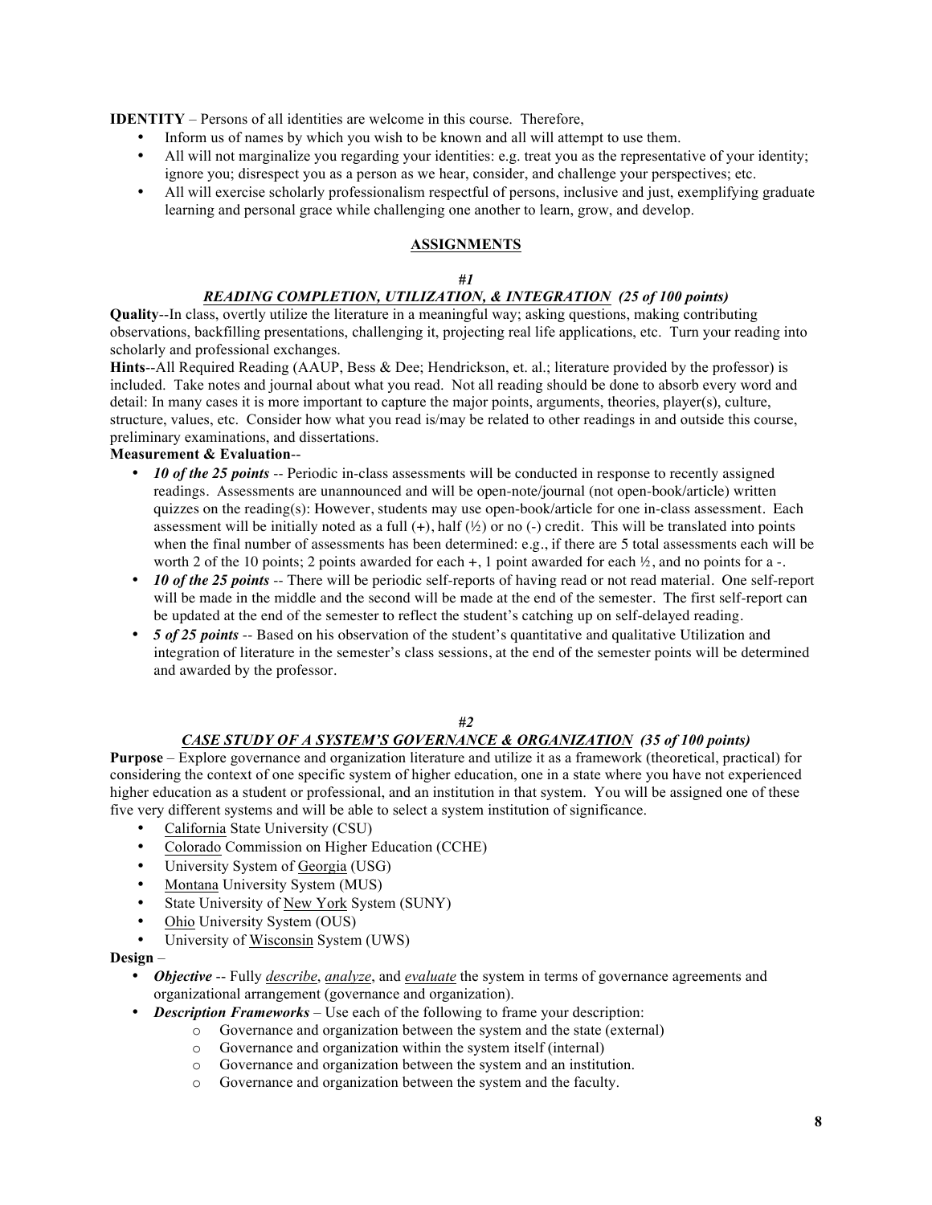**IDENTITY** – Persons of all identities are welcome in this course. Therefore,

- Inform us of names by which you wish to be known and all will attempt to use them.
- All will not marginalize you regarding your identities: e.g. treat you as the representative of your identity; ignore you; disrespect you as a person as we hear, consider, and challenge your perspectives; etc.
- All will exercise scholarly professionalism respectful of persons, inclusive and just, exemplifying graduate learning and personal grace while challenging one another to learn, grow, and develop.

## ASSIGNMENTS

### *#1*

### *READING COMPLETION, UTILIZATION, & INTEGRATION (25 of 100 points)*

**Quality**--In class, overtly utilize the literature in a meaningful way; asking questions, making contributing observations, backfilling presentations, challenging it, projecting real life applications, etc. Turn your reading into scholarly and professional exchanges.

**Hints**--All Required Reading (AAUP, Bess & Dee; Hendrickson, et. al.; literature provided by the professor) is included. Take notes and journal about what you read. Not all reading should be done to absorb every word and detail: In many cases it is more important to capture the major points, arguments, theories, player(s), culture, structure, values, etc. Consider how what you read is/may be related to other readings in and outside this course, preliminary examinations, and dissertations.

**Measurement & Evaluation**--

- ***10 of the 25 points*** -- Periodic in-class assessments will be conducted in response to recently assigned readings. Assessments are unannounced and will be open-note/journal (not open-book/article) written quizzes on the reading(s): However, students may use open-book/article for one in-class assessment. Each assessment will be initially noted as a full (+), half (½) or no (-) credit. This will be translated into points when the final number of assessments has been determined: e.g., if there are 5 total assessments each will be worth 2 of the 10 points; 2 points awarded for each +, 1 point awarded for each ½, and no points for a -.
- ***10 of the 25 points*** -- There will be periodic self-reports of having read or not read material. One self-report will be made in the middle and the second will be made at the end of the semester. The first self-report can be updated at the end of the semester to reflect the student's catching up on self-delayed reading.
- ***5 of 25 points*** -- Based on his observation of the student's quantitative and qualitative Utilization and integration of literature in the semester's class sessions, at the end of the semester points will be determined and awarded by the professor.

### *#2*

### *CASE STUDY OF A SYSTEM'S GOVERNANCE & ORGANIZATION (35 of 100 points)*

**Purpose** – Explore governance and organization literature and utilize it as a framework (theoretical, practical) for considering the context of one specific system of higher education, one in a state where you have not experienced higher education as a student or professional, and an institution in that system. You will be assigned one of these five very different systems and will be able to select a system institution of significance.

- California State University (CSU)
- Colorado Commission on Higher Education (CCHE)
- University System of Georgia (USG)
- Montana University System (MUS)
- State University of New York System (SUNY)
- Ohio University System (OUS)
- University of Wisconsin System (UWS)

**Design** –

- ***Objective*** -- Fully *describe*, *analyze*, and *evaluate* the system in terms of governance agreements and organizational arrangement (governance and organization).
- ***Description Frameworks*** – Use each of the following to frame your description:
  - Governance and organization between the system and the state (external)
  - Governance and organization within the system itself (internal)
  - Governance and organization between the system and an institution.
  - Governance and organization between the system and the faculty.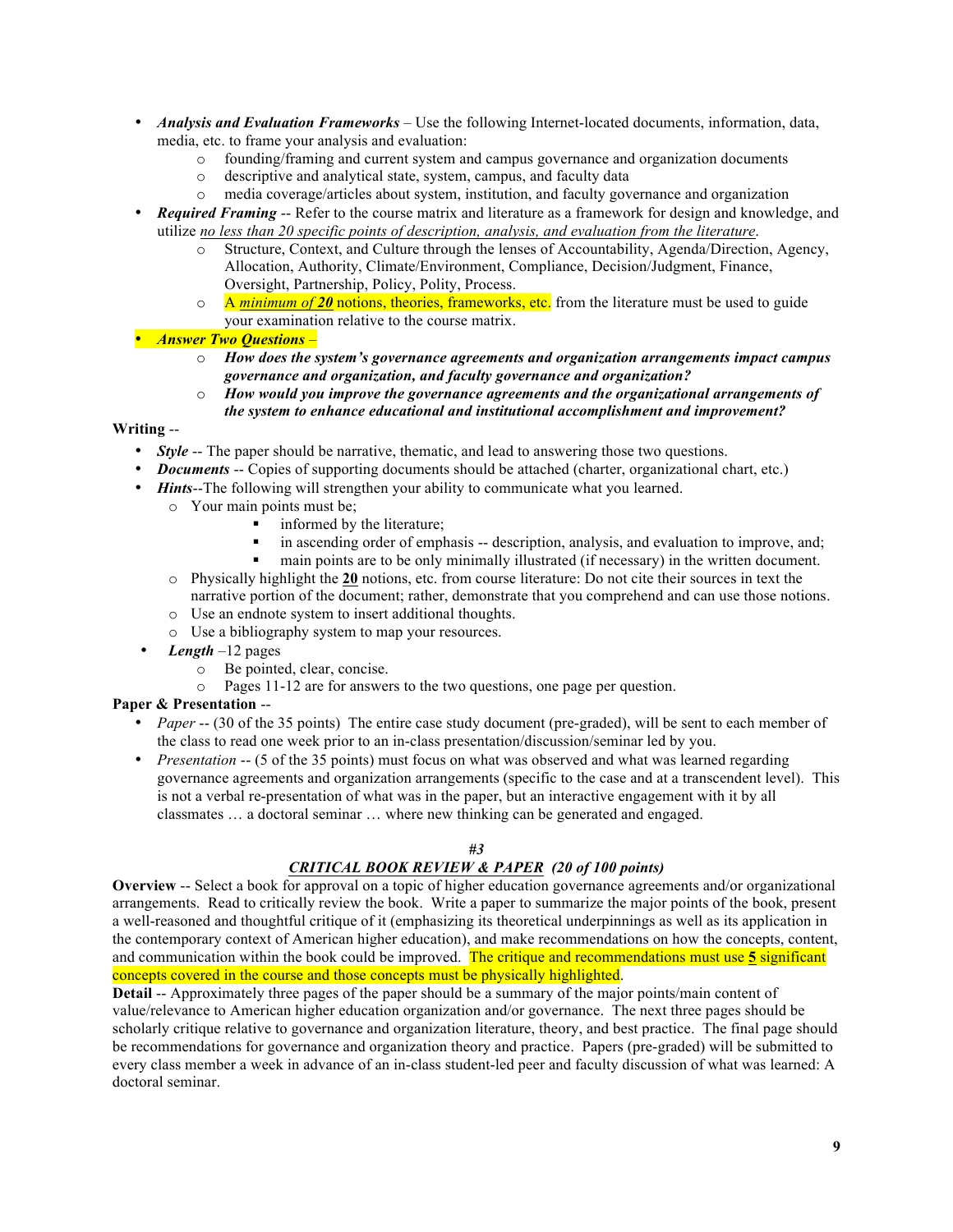- ***Analysis and Evaluation Frameworks*** – Use the following Internet-located documents, information, data, media, etc. to frame your analysis and evaluation:
    - founding/framing and current system and campus governance and organization documents
    - descriptive and analytical state, system, campus, and faculty data
    - media coverage/articles about system, institution, and faculty governance and organization
- ***Required Framing*** -- Refer to the course matrix and literature as a framework for design and knowledge, and utilize _no less than 20 specific points of description, analysis, and evaluation from the literature_.
    - Structure, Context, and Culture through the lenses of Accountability, Agenda/Direction, Agency, Allocation, Authority, Climate/Environment, Compliance, Decision/Judgment, Finance, Oversight, Partnership, Policy, Polity, Process.
    - A ***minimum of 20*** notions, theories, frameworks, etc. from the literature must be used to guide your examination relative to the course matrix.
- ***Answer Two Questions*** –
    - ***How does the system's governance agreements and organization arrangements impact campus governance and organization, and faculty governance and organization?***
    - ***How would you improve the governance agreements and the organizational arrangements of the system to enhance educational and institutional accomplishment and improvement?***

**Writing** --

- ***Style*** -- The paper should be narrative, thematic, and lead to answering those two questions.
- ***Documents*** -- Copies of supporting documents should be attached (charter, organizational chart, etc.)
- ***Hints***--The following will strengthen your ability to communicate what you learned.
    - Your main points must be;
        - informed by the literature;
        - in ascending order of emphasis -- description, analysis, and evaluation to improve, and;
        - main points are to be only minimally illustrated (if necessary) in the written document.
    - Physically highlight the **20** notions, etc. from course literature: Do not cite their sources in text the narrative portion of the document; rather, demonstrate that you comprehend and can use those notions.
    - Use an endnote system to insert additional thoughts.
    - Use a bibliography system to map your resources.
- ***Length*** –12 pages
    - Be pointed, clear, concise.
    - Pages 11-12 are for answers to the two questions, one page per question.

**Paper & Presentation** --

- *Paper* -- (30 of the 35 points) The entire case study document (pre-graded), will be sent to each member of the class to read one week prior to an in-class presentation/discussion/seminar led by you.
- *Presentation* -- (5 of the 35 points) must focus on what was observed and what was learned regarding governance agreements and organization arrangements (specific to the case and at a transcendent level). This is not a verbal re-presentation of what was in the paper, but an interactive engagement with it by all classmates … a doctoral seminar … where new thinking can be generated and engaged.

### *#3*

### ***CRITICAL BOOK REVIEW & PAPER* (20 of 100 points)**

**Overview** -- Select a book for approval on a topic of higher education governance agreements and/or organizational arrangements. Read to critically review the book. Write a paper to summarize the major points of the book, present a well-reasoned and thoughtful critique of it (emphasizing its theoretical underpinnings as well as its application in the contemporary context of American higher education), and make recommendations on how the concepts, content, and communication within the book could be improved. The critique and recommendations must use **5** significant concepts covered in the course and those concepts must be physically highlighted.

**Detail** -- Approximately three pages of the paper should be a summary of the major points/main content of value/relevance to American higher education organization and/or governance. The next three pages should be scholarly critique relative to governance and organization literature, theory, and best practice. The final page should be recommendations for governance and organization theory and practice. Papers (pre-graded) will be submitted to every class member a week in advance of an in-class student-led peer and faculty discussion of what was learned: A doctoral seminar.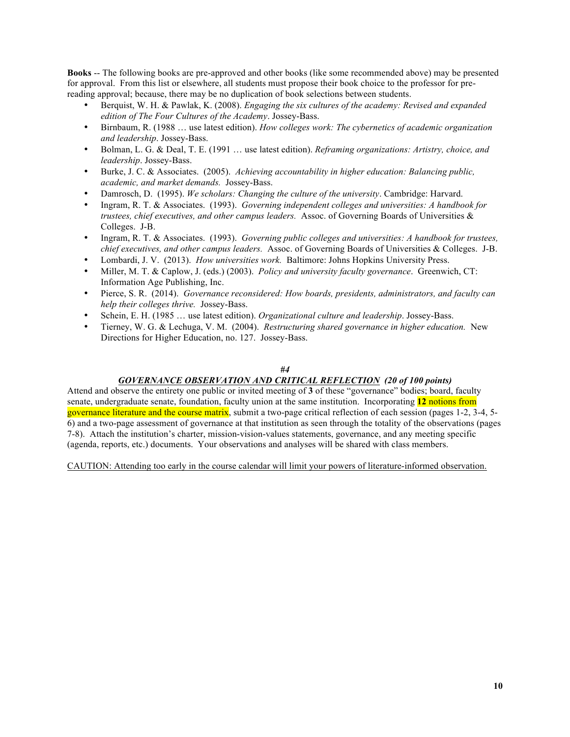**Books** -- The following books are pre-approved and other books (like some recommended above) may be presented for approval. From this list or elsewhere, all students must propose their book choice to the professor for pre-reading approval; because, there may be no duplication of book selections between students.

- Berquist, W. H. & Pawlak, K. (2008). *Engaging the six cultures of the academy: Revised and expanded edition of The Four Cultures of the Academy*. Jossey-Bass.
- Birnbaum, R. (1988 … use latest edition). *How colleges work: The cybernetics of academic organization and leadership*. Jossey-Bass.
- Bolman, L. G. & Deal, T. E. (1991 … use latest edition). *Reframing organizations: Artistry, choice, and leadership*. Jossey-Bass.
- Burke, J. C. & Associates. (2005). *Achieving accountability in higher education: Balancing public, academic, and market demands.* Jossey-Bass.
- Damrosch, D. (1995). *We scholars: Changing the culture of the university*. Cambridge: Harvard.
- Ingram, R. T. & Associates. (1993). *Governing independent colleges and universities: A handbook for trustees, chief executives, and other campus leaders.* Assoc. of Governing Boards of Universities & Colleges. J-B.
- Ingram, R. T. & Associates. (1993). *Governing public colleges and universities: A handbook for trustees, chief executives, and other campus leaders.* Assoc. of Governing Boards of Universities & Colleges. J-B.
- Lombardi, J. V. (2013). *How universities work.* Baltimore: Johns Hopkins University Press.
- Miller, M. T. & Caplow, J. (eds.) (2003). *Policy and university faculty governance*. Greenwich, CT: Information Age Publishing, Inc.
- Pierce, S. R. (2014). *Governance reconsidered: How boards, presidents, administrators, and faculty can help their colleges thrive.* Jossey-Bass.
- Schein, E. H. (1985 … use latest edition). *Organizational culture and leadership*. Jossey-Bass.
- Tierney, W. G. & Lechuga, V. M. (2004). *Restructuring shared governance in higher education.* New Directions for Higher Education, no. 127. Jossey-Bass.

### *#4*

### ***GOVERNANCE OBSERVATION AND CRITICAL REFLECTION** (20 of 100 points)*

Attend and observe the entirety one public or invited meeting of **3** of these "governance" bodies; board, faculty senate, undergraduate senate, foundation, faculty union at the same institution. Incorporating **12** notions from governance literature and the course matrix, submit a two-page critical reflection of each session (pages 1-2, 3-4, 5-6) and a two-page assessment of governance at that institution as seen through the totality of the observations (pages 7-8). Attach the institution's charter, mission-vision-values statements, governance, and any meeting specific (agenda, reports, etc.) documents. Your observations and analyses will be shared with class members.

CAUTION: Attending too early in the course calendar will limit your powers of literature-informed observation.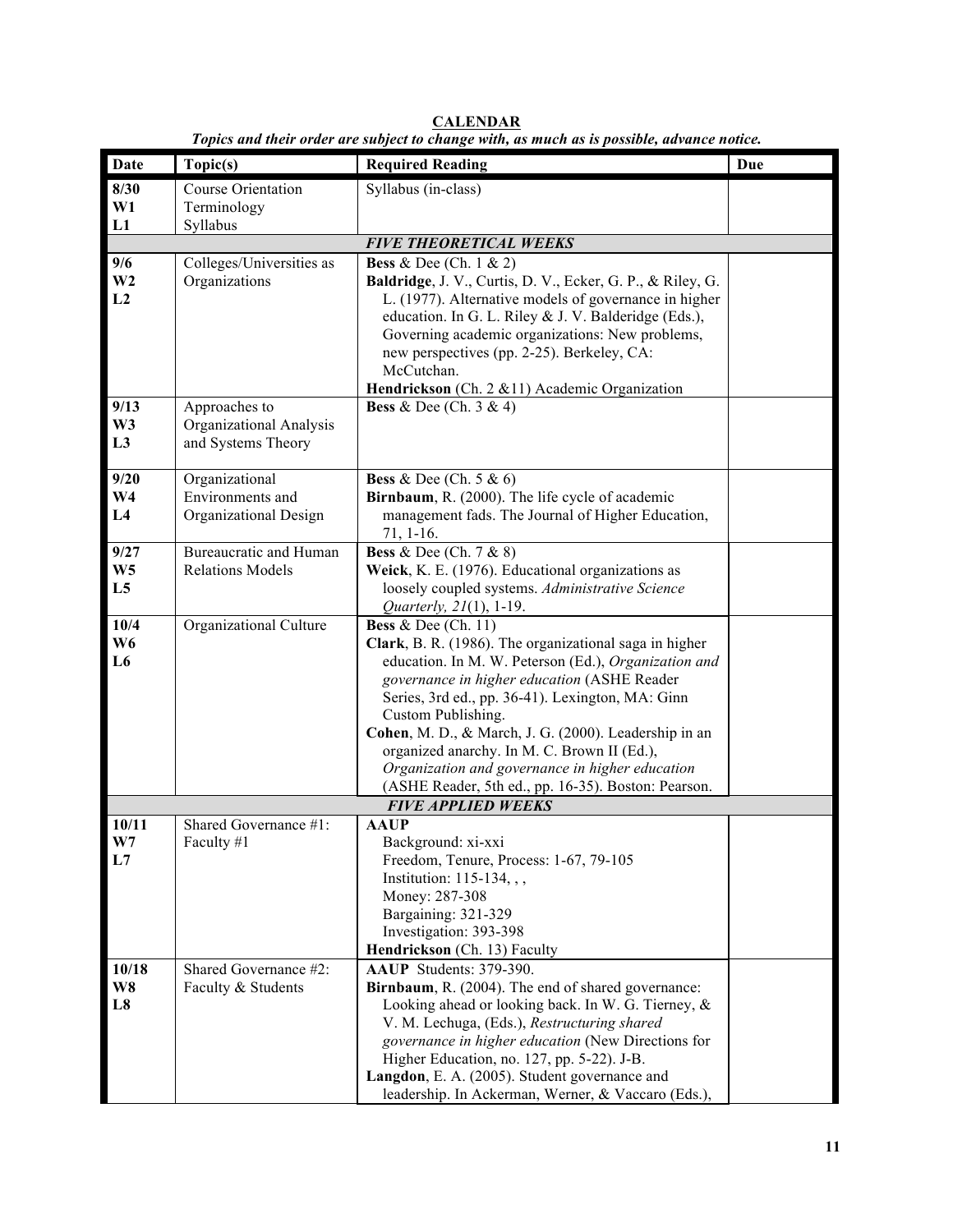**CALENDAR**

***Topics and their order are subject to change with, as much as is possible, advance notice.***

| Date | Topic(s) | Required Reading | Due |
|---|---|---|---|
| 8/30<br>W1<br>L1 | Course Orientation<br>Terminology<br>Syllabus | Syllabus (in-class) | |
| | | ***FIVE THEORETICAL WEEKS*** | |
| 9/6<br>W2<br>L2 | Colleges/Universities as Organizations | **Bess** & Dee (Ch. 1 & 2)<br>**Baldridge**, J. V., Curtis, D. V., Ecker, G. P., & Riley, G. L. (1977). Alternative models of governance in higher education. In G. L. Riley & J. V. Balderidge (Eds.), Governing academic organizations: New problems, new perspectives (pp. 2-25). Berkeley, CA: McCutchan.<br>**Hendrickson** (Ch. 2 &11) Academic Organization | |
| 9/13<br>W3<br>L3 | Approaches to Organizational Analysis and Systems Theory | **Bess** & Dee (Ch. 3 & 4) | |
| 9/20<br>W4<br>L4 | Organizational Environments and Organizational Design | **Bess** & Dee (Ch. 5 & 6)<br>**Birnbaum**, R. (2000). The life cycle of academic management fads. The Journal of Higher Education, 71, 1-16. | |
| 9/27<br>W5<br>L5 | Bureaucratic and Human Relations Models | **Bess** & Dee (Ch. 7 & 8)<br>**Weick**, K. E. (1976). Educational organizations as loosely coupled systems. *Administrative Science Quarterly, 21*(1), 1-19. | |
| 10/4<br>W6<br>L6 | Organizational Culture | **Bess** & Dee (Ch. 11)<br>**Clark**, B. R. (1986). The organizational saga in higher education. In M. W. Peterson (Ed.), *Organization and governance in higher education* (ASHE Reader Series, 3rd ed., pp. 36-41). Lexington, MA: Ginn Custom Publishing.<br>**Cohen**, M. D., & March, J. G. (2000). Leadership in an organized anarchy. In M. C. Brown II (Ed.), *Organization and governance in higher education* (ASHE Reader, 5th ed., pp. 16-35). Boston: Pearson. | |
| | | ***FIVE APPLIED WEEKS*** | |
| 10/11<br>W7<br>L7 | Shared Governance #1: Faculty #1 | **AAUP**<br>Background: xi-xxi<br>Freedom, Tenure, Process: 1-67, 79-105<br>Institution: 115-134, , ,<br>Money: 287-308<br>Bargaining: 321-329<br>Investigation: 393-398<br>**Hendrickson** (Ch. 13) Faculty | |
| 10/18<br>W8<br>L8 | Shared Governance #2: Faculty & Students | **AAUP** Students: 379-390.<br>**Birnbaum**, R. (2004). The end of shared governance: Looking ahead or looking back. In W. G. Tierney, & V. M. Lechuga, (Eds.), *Restructuring shared governance in higher education* (New Directions for Higher Education, no. 127, pp. 5-22). J-B.<br>**Langdon**, E. A. (2005). Student governance and leadership. In Ackerman, Werner, & Vaccaro (Eds.), | |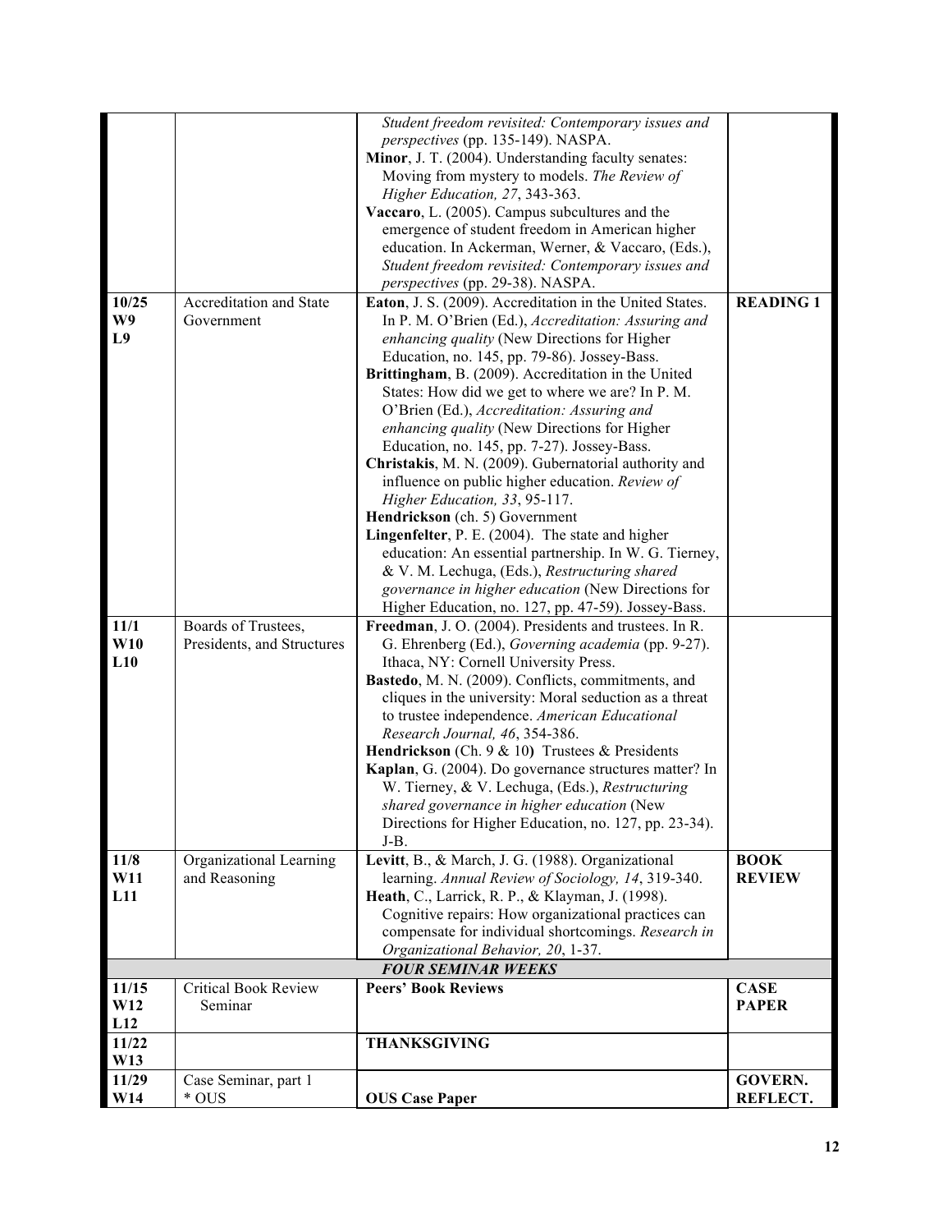| | | | |
|---|---|---|---|
| | | *Student freedom revisited: Contemporary issues and perspectives* (pp. 135-149). NASPA.<br>**Minor**, J. T. (2004). Understanding faculty senates: Moving from mystery to models. *The Review of Higher Education, 27*, 343-363.<br>**Vaccaro**, L. (2005). Campus subcultures and the emergence of student freedom in American higher education. In Ackerman, Werner, & Vaccaro, (Eds.), *Student freedom revisited: Contemporary issues and perspectives* (pp. 29-38). NASPA. | |
| **10/25**<br>**W9**<br>**L9** | Accreditation and State Government | **Eaton**, J. S. (2009). Accreditation in the United States. In P. M. O'Brien (Ed.), *Accreditation: Assuring and enhancing quality* (New Directions for Higher Education, no. 145, pp. 79-86). Jossey-Bass.<br>**Brittingham**, B. (2009). Accreditation in the United States: How did we get to where we are? In P. M. O'Brien (Ed.), *Accreditation: Assuring and enhancing quality* (New Directions for Higher Education, no. 145, pp. 7-27). Jossey-Bass.<br>**Christakis**, M. N. (2009). Gubernatorial authority and influence on public higher education. *Review of Higher Education, 33*, 95-117.<br>**Hendrickson** (ch. 5) Government<br>**Lingenfelter**, P. E. (2004). The state and higher education: An essential partnership. In W. G. Tierney, & V. M. Lechuga, (Eds.), *Restructuring shared governance in higher education* (New Directions for Higher Education, no. 127, pp. 47-59). Jossey-Bass. | **READING 1** |
| **11/1**<br>**W10**<br>**L10** | Boards of Trustees, Presidents, and Structures | **Freedman**, J. O. (2004). Presidents and trustees. In R. G. Ehrenberg (Ed.), *Governing academia* (pp. 9-27). Ithaca, NY: Cornell University Press.<br>**Bastedo**, M. N. (2009). Conflicts, commitments, and cliques in the university: Moral seduction as a threat to trustee independence. *American Educational Research Journal, 46*, 354-386.<br>**Hendrickson** (Ch. 9 & 10**)** Trustees & Presidents<br>**Kaplan**, G. (2004). Do governance structures matter? In W. Tierney, & V. Lechuga, (Eds.), *Restructuring shared governance in higher education* (New Directions for Higher Education, no. 127, pp. 23-34). J-B. | |
| **11/8**<br>**W11**<br>**L11** | Organizational Learning and Reasoning | **Levitt**, B., & March, J. G. (1988). Organizational learning. *Annual Review of Sociology, 14*, 319-340.<br>**Heath**, C., Larrick, R. P., & Klayman, J. (1998). Cognitive repairs: How organizational practices can compensate for individual shortcomings. *Research in Organizational Behavior, 20*, 1-37. | **BOOK REVIEW** |
| | | ***FOUR SEMINAR WEEKS*** | |
| **11/15**<br>**W12**<br>**L12** | Critical Book Review Seminar | **Peers' Book Reviews** | **CASE PAPER** |
| **11/22**<br>**W13** | | **THANKSGIVING** | |
| **11/29**<br>**W14** | Case Seminar, part 1<br>* OUS | **OUS Case Paper** | **GOVERN. REFLECT.** |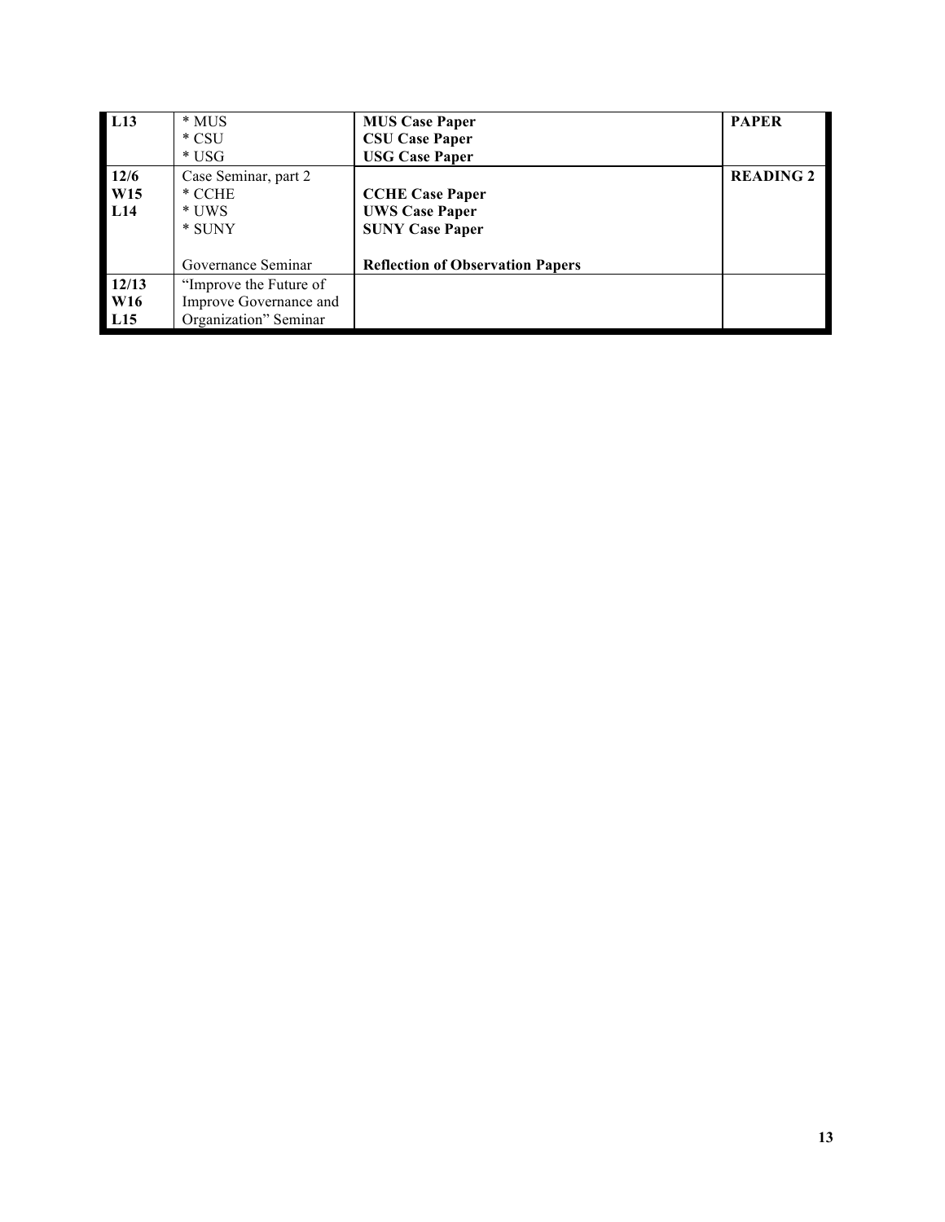| | | | |
|---|---|---|---|
| **L13** | * MUS<br>* CSU<br>* USG | **MUS Case Paper**<br>**CSU Case Paper**<br>**USG Case Paper** | **PAPER** |
| **12/6**<br>**W15**<br>**L14** | Case Seminar, part 2<br>* CCHE<br>* UWS<br>* SUNY<br><br>Governance Seminar | <br>**CCHE Case Paper**<br>**UWS Case Paper**<br>**SUNY Case Paper**<br><br>**Reflection of Observation Papers** | **READING 2** |
| **12/13**<br>**W16**<br>**L15** | "Improve the Future of Improve Governance and Organization" Seminar | | |